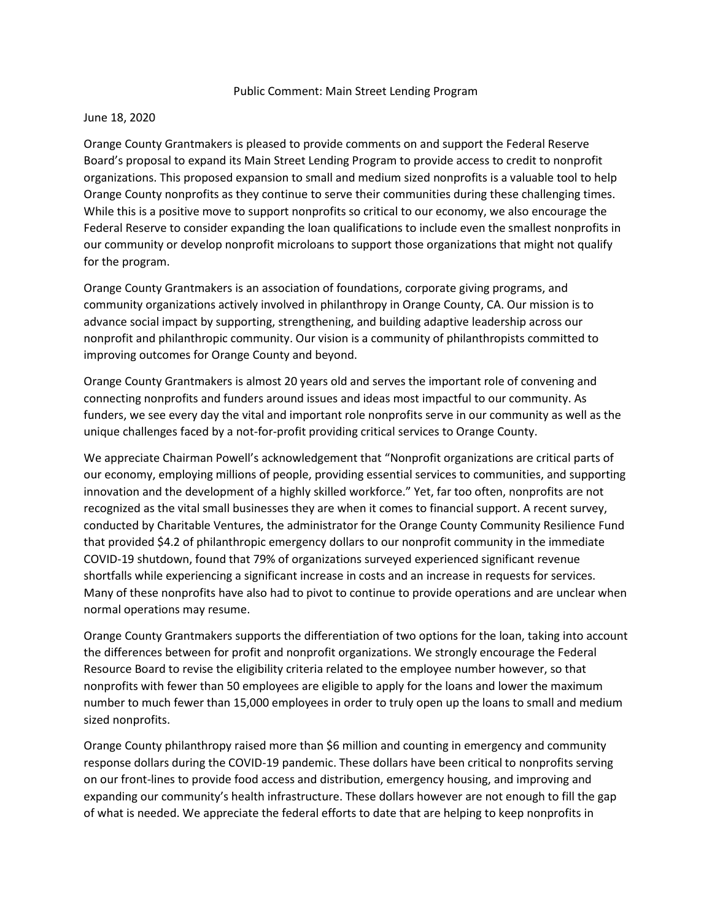Public Comment: Main Street Lending Program

June 18, 2020

Orange County Grantmakers is pleased to provide comments on and support the Federal Reserve Board's proposal to expand its Main Street Lending Program to provide access to credit to nonprofit organizations. This proposed expansion to small and medium sized nonprofits is a valuable tool to help Orange County nonprofits as they continue to serve their communities during these challenging times. While this is a positive move to support nonprofits so critical to our economy, we also encourage the Federal Reserve to consider expanding the loan qualifications to include even the smallest nonprofits in our community or develop nonprofit microloans to support those organizations that might not qualify for the program.

Orange County Grantmakers is an association of foundations, corporate giving programs, and community organizations actively involved in philanthropy in Orange County, CA. Our mission is to advance social impact by supporting, strengthening, and building adaptive leadership across our nonprofit and philanthropic community. Our vision is a community of philanthropists committed to improving outcomes for Orange County and beyond.

Orange County Grantmakers is almost 20 years old and serves the important role of convening and connecting nonprofits and funders around issues and ideas most impactful to our community. As funders, we see every day the vital and important role nonprofits serve in our community as well as the unique challenges faced by a not-for-profit providing critical services to Orange County.

We appreciate Chairman Powell's acknowledgement that "Nonprofit organizations are critical parts of our economy, employing millions of people, providing essential services to communities, and supporting innovation and the development of a highly skilled workforce." Yet, far too often, nonprofits are not recognized as the vital small businesses they are when it comes to financial support. A recent survey, conducted by Charitable Ventures, the administrator for the Orange County Community Resilience Fund that provided $4.2 of philanthropic emergency dollars to our nonprofit community in the immediate COVID-19 shutdown, found that 79% of organizations surveyed experienced significant revenue shortfalls while experiencing a significant increase in costs and an increase in requests for services. Many of these nonprofits have also had to pivot to continue to provide operations and are unclear when normal operations may resume.

Orange County Grantmakers supports the differentiation of two options for the loan, taking into account the differences between for profit and nonprofit organizations. We strongly encourage the Federal Resource Board to revise the eligibility criteria related to the employee number however, so that nonprofits with fewer than 50 employees are eligible to apply for the loans and lower the maximum number to much fewer than 15,000 employees in order to truly open up the loans to small and medium sized nonprofits.

Orange County philanthropy raised more than $6 million and counting in emergency and community response dollars during the COVID-19 pandemic. These dollars have been critical to nonprofits serving on our front-lines to provide food access and distribution, emergency housing, and improving and expanding our community's health infrastructure. These dollars however are not enough to fill the gap of what is needed. We appreciate the federal efforts to date that are helping to keep nonprofits in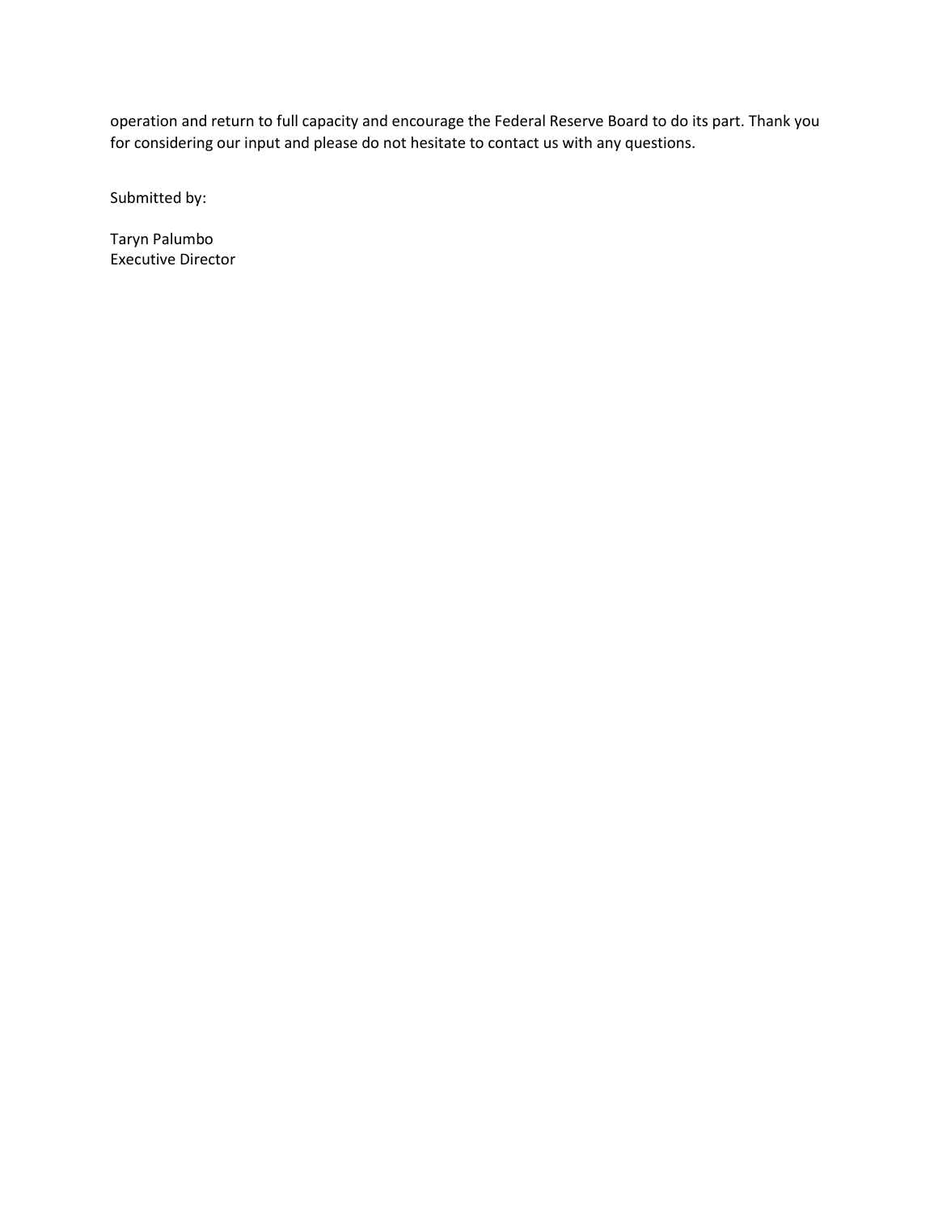operation and return to full capacity and encourage the Federal Reserve Board to do its part. Thank you for considering our input and please do not hesitate to contact us with any questions.

Submitted by:

Taryn Palumbo
Executive Director